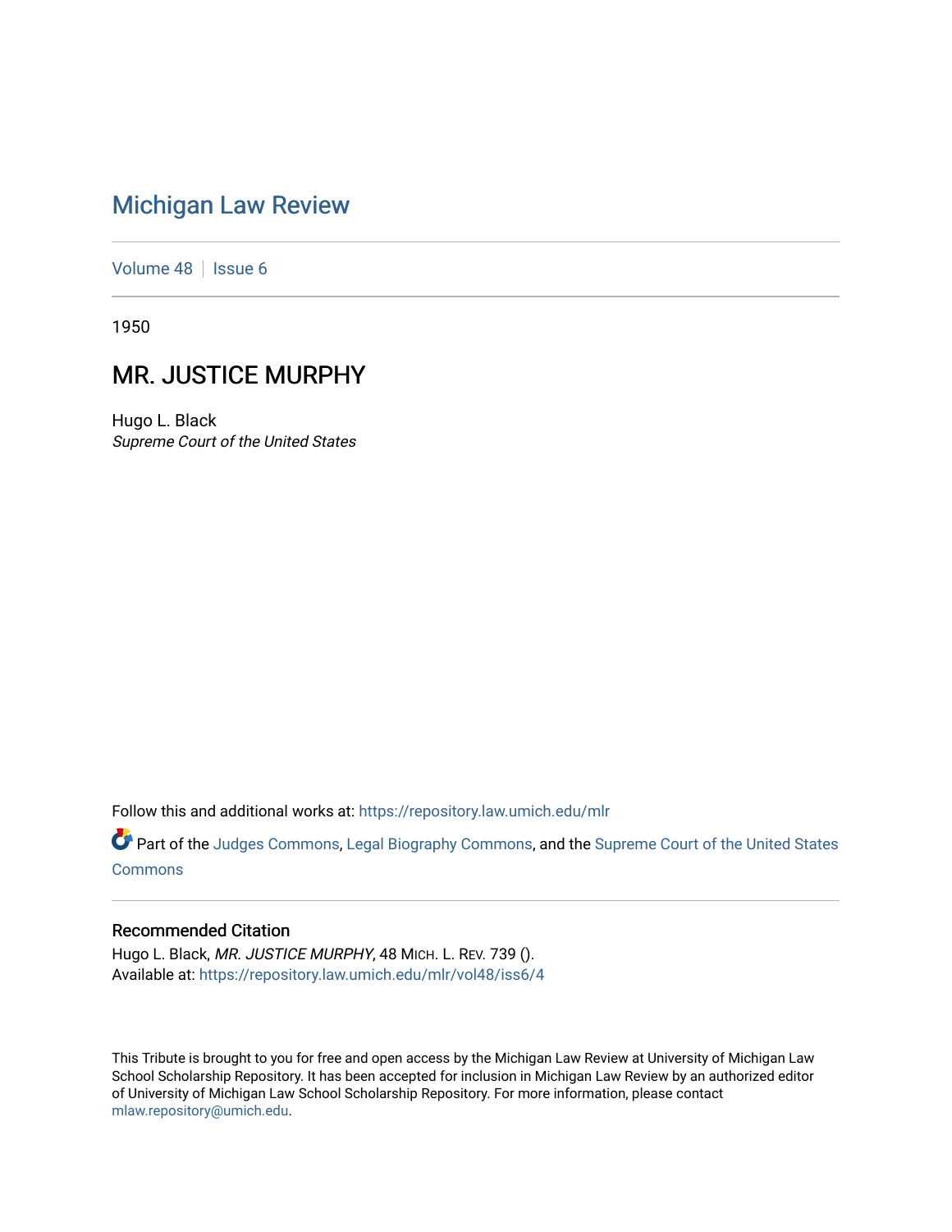# Michigan Law Review

Volume 48 | Issue 6

1950

## MR. JUSTICE MURPHY

Hugo L. Black
*Supreme Court of the United States*

Follow this and additional works at: https://repository.law.umich.edu/mlr

Part of the Judges Commons, Legal Biography Commons, and the Supreme Court of the United States Commons

### Recommended Citation

Hugo L. Black, *MR. JUSTICE MURPHY*, 48 MICH. L. REV. 739 ().
Available at: https://repository.law.umich.edu/mlr/vol48/iss6/4

This Tribute is brought to you for free and open access by the Michigan Law Review at University of Michigan Law School Scholarship Repository. It has been accepted for inclusion in Michigan Law Review by an authorized editor of University of Michigan Law School Scholarship Repository. For more information, please contact mlaw.repository@umich.edu.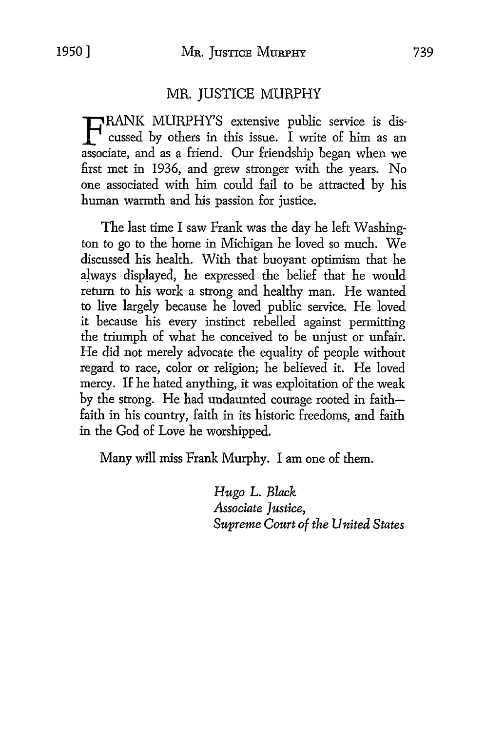# MR. JUSTICE MURPHY

FRANK MURPHY'S extensive public service is discussed by others in this issue. I write of him as an associate, and as a friend. Our friendship began when we first met in 1936, and grew stronger with the years. No one associated with him could fail to be attracted by his human warmth and his passion for justice.

The last time I saw Frank was the day he left Washington to go to the home in Michigan he loved so much. We discussed his health. With that buoyant optimism that he always displayed, he expressed the belief that he would return to his work a strong and healthy man. He wanted to live largely because he loved public service. He loved it because his every instinct rebelled against permitting the triumph of what he conceived to be unjust or unfair. He did not merely advocate the equality of people without regard to race, color or religion; he believed it. He loved mercy. If he hated anything, it was exploitation of the weak by the strong. He had undaunted courage rooted in faith—faith in his country, faith in its historic freedoms, and faith in the God of Love he worshipped.

Many will miss Frank Murphy. I am one of them.

*Hugo L. Black*
*Associate Justice,*
*Supreme Court of the United States*